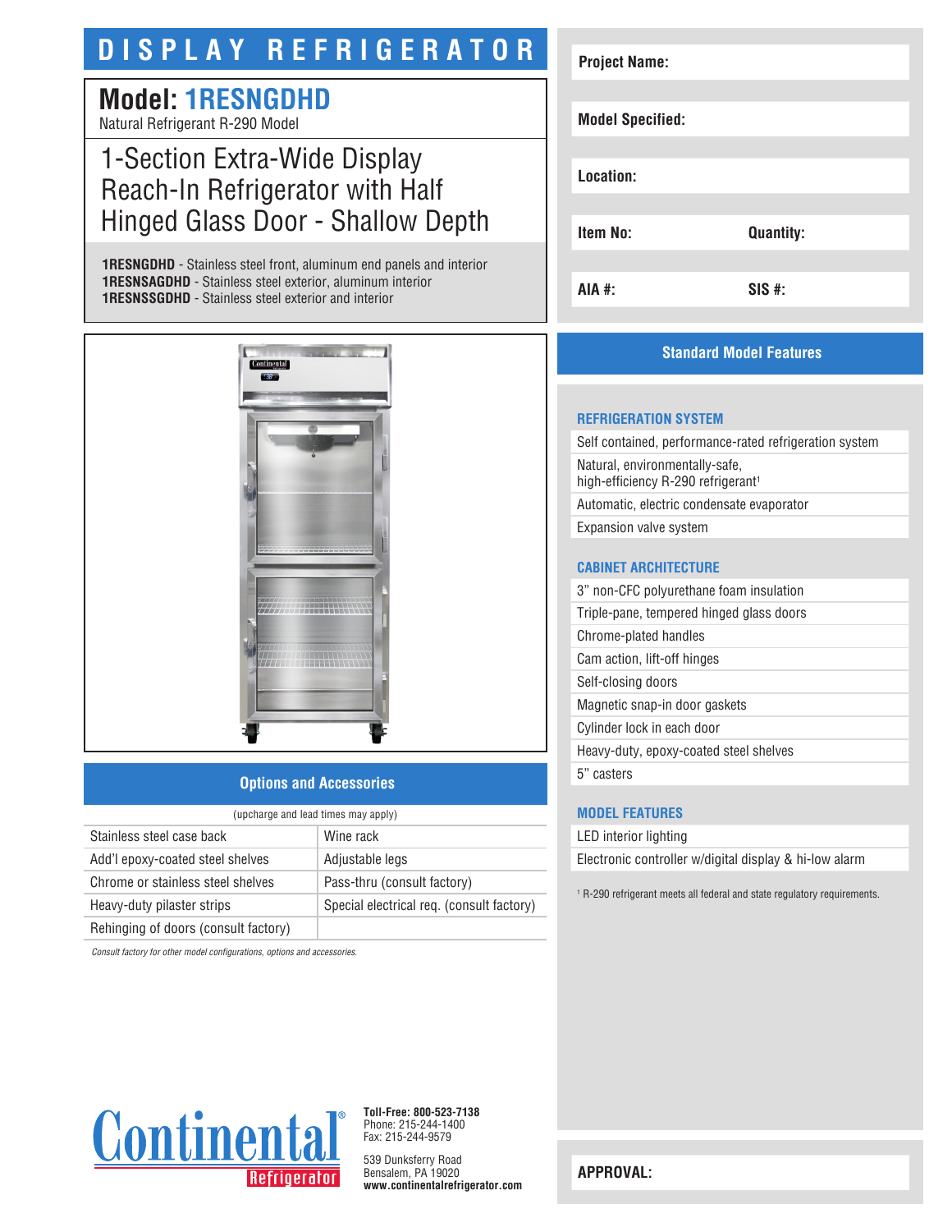# DISPLAY REFRIGERATOR

## Model: 1RESNGDHD

Natural Refrigerant R-290 Model

## 1-Section Extra-Wide Display Reach-In Refrigerator with Half Hinged Glass Door - Shallow Depth

**1RESNGDHD** - Stainless steel front, aluminum end panels and interior
**1RESNSAGDHD** - Stainless steel exterior, aluminum interior
**1RESNSSGDHD** - Stainless steel exterior and interior

| | |
|---|---|
| **Project Name:** | |
| **Model Specified:** | |
| **Location:** | |
| **Item No:** | **Quantity:** |
| **AIA #:** | **SIS #:** |

## Options and Accessories

(upcharge and lead times may apply)

| | |
|---|---|
| Stainless steel case back | Wine rack |
| Add'l epoxy-coated steel shelves | Adjustable legs |
| Chrome or stainless steel shelves | Pass-thru (consult factory) |
| Heavy-duty pilaster strips | Special electrical req. (consult factory) |
| Rehinging of doors (consult factory) | |

*Consult factory for other model configurations, options and accessories.*

## Standard Model Features

### REFRIGERATION SYSTEM

- Self contained, performance-rated refrigeration system
- Natural, environmentally-safe, high-efficiency R-290 refrigerant[1]
- Automatic, electric condensate evaporator
- Expansion valve system

### CABINET ARCHITECTURE

- 3" non-CFC polyurethane foam insulation
- Triple-pane, tempered hinged glass doors
- Chrome-plated handles
- Cam action, lift-off hinges
- Self-closing doors
- Magnetic snap-in door gaskets
- Cylinder lock in each door
- Heavy-duty, epoxy-coated steel shelves
- 5" casters

### MODEL FEATURES

- LED interior lighting
- Electronic controller w/digital display & hi-low alarm

[1] R-290 refrigerant meets all federal and state regulatory requirements.

Continental Refrigerator

**Toll-Free: 800-523-7138**
Phone: 215-244-1400
Fax: 215-244-9579

539 Dunksferry Road
Bensalem, PA 19020
**www.continentalrefrigerator.com**

**APPROVAL:**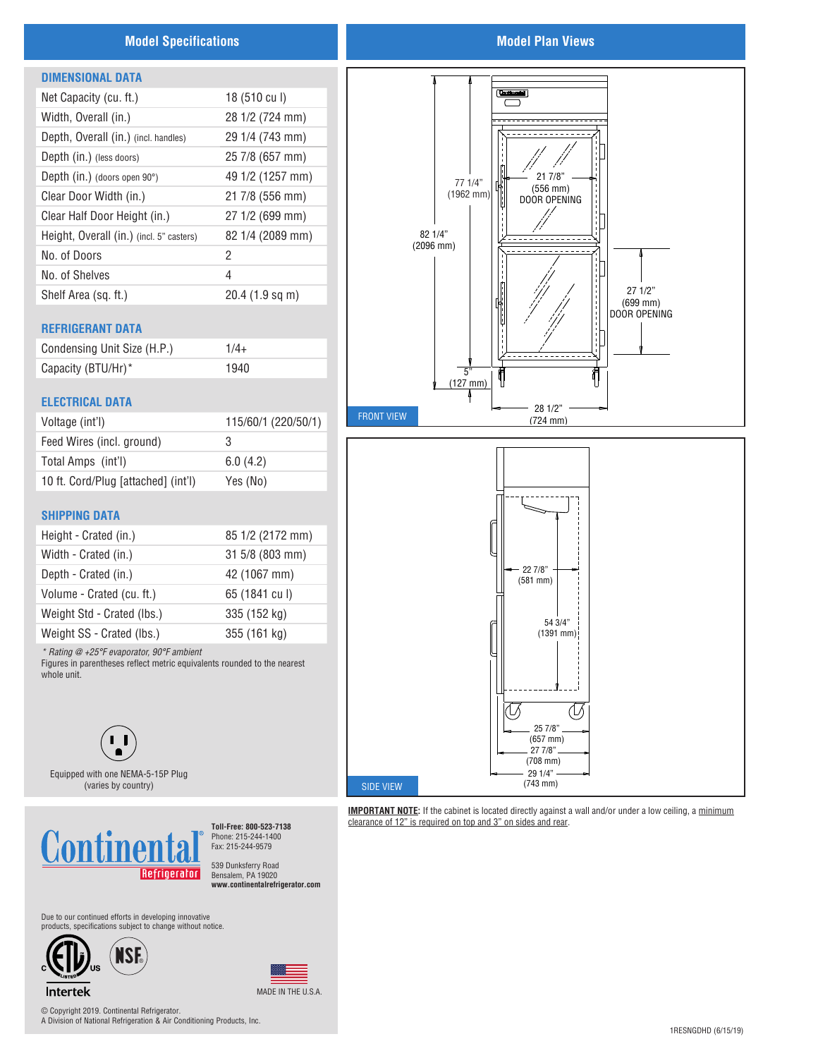## Model Specifications

### DIMENSIONAL DATA

| | |
|---|---|
| Net Capacity (cu. ft.) | 18 (510 cu l) |
| Width, Overall (in.) | 28 1/2 (724 mm) |
| Depth, Overall (in.) (incl. handles) | 29 1/4 (743 mm) |
| Depth (in.) (less doors) | 25 7/8 (657 mm) |
| Depth (in.) (doors open 90°) | 49 1/2 (1257 mm) |
| Clear Door Width (in.) | 21 7/8 (556 mm) |
| Clear Half Door Height (in.) | 27 1/2 (699 mm) |
| Height, Overall (in.) (incl. 5" casters) | 82 1/4 (2089 mm) |
| No. of Doors | 2 |
| No. of Shelves | 4 |
| Shelf Area (sq. ft.) | 20.4 (1.9 sq m) |

### REFRIGERANT DATA

| | |
|---|---|
| Condensing Unit Size (H.P.) | 1/4+ |
| Capacity (BTU/Hr)* | 1940 |

### ELECTRICAL DATA

| | |
|---|---|
| Voltage (int'l) | 115/60/1 (220/50/1) |
| Feed Wires (incl. ground) | 3 |
| Total Amps (int'l) | 6.0 (4.2) |
| 10 ft. Cord/Plug [attached] (int'l) | Yes (No) |

### SHIPPING DATA

| | |
|---|---|
| Height - Crated (in.) | 85 1/2 (2172 mm) |
| Width - Crated (in.) | 31 5/8 (803 mm) |
| Depth - Crated (in.) | 42 (1067 mm) |
| Volume - Crated (cu. ft.) | 65 (1841 cu l) |
| Weight Std - Crated (lbs.) | 335 (152 kg) |
| Weight SS - Crated (lbs.) | 355 (161 kg) |

*\* Rating @ +25°F evaporator, 90°F ambient*

Figures in parentheses reflect metric equivalents rounded to the nearest whole unit.

Equipped with one NEMA-5-15P Plug (varies by country)

## Model Plan Views

FRONT VIEW

77 1/4" (1962 mm)
82 1/4" (2096 mm)
21 7/8" (556 mm) DOOR OPENING
27 1/2" (699 mm) DOOR OPENING
5" (127 mm)
28 1/2" (724 mm)

SIDE VIEW

22 7/8" (581 mm)
54 3/4" (1391 mm)
25 7/8" (657 mm)
27 7/8" (708 mm)
29 1/4" (743 mm)

**IMPORTANT NOTE:** If the cabinet is located directly against a wall and/or under a low ceiling, a minimum clearance of 12" is required on top and 3" on sides and rear.

Continental Refrigerator

**Toll-Free: 800-523-7138**
Phone: 215-244-1400
Fax: 215-244-9579

539 Dunksferry Road
Bensalem, PA 19020
**www.continentalrefrigerator.com**

Due to our continued efforts in developing innovative products, specifications subject to change without notice.

Intertek

MADE IN THE U.S.A.

© Copyright 2019. Continental Refrigerator.
A Division of National Refrigeration & Air Conditioning Products, Inc.

1RESNGDHD (6/15/19)